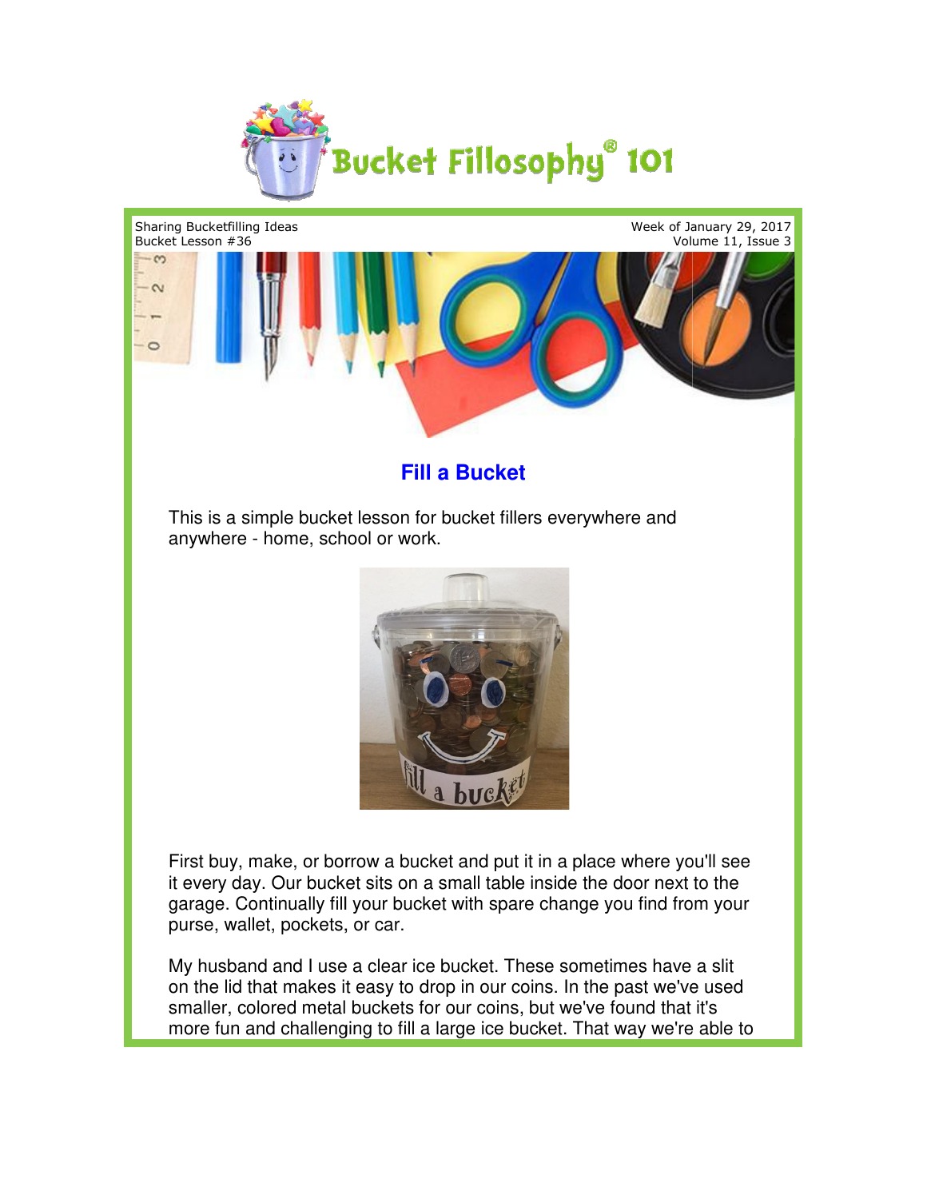Bucket Fillosophy® 101

Sharing Bucketfilling Ideas
Bucket Lesson #36

Week of January 29, 2017
Volume 11, Issue 3

## Fill a Bucket

This is a simple bucket lesson for bucket fillers everywhere and anywhere - home, school or work.

First buy, make, or borrow a bucket and put it in a place where you'll see it every day. Our bucket sits on a small table inside the door next to the garage. Continually fill your bucket with spare change you find from your purse, wallet, pockets, or car.

My husband and I use a clear ice bucket. These sometimes have a slit on the lid that makes it easy to drop in our coins. In the past we've used smaller, colored metal buckets for our coins, but we've found that it's more fun and challenging to fill a large ice bucket. That way we're able to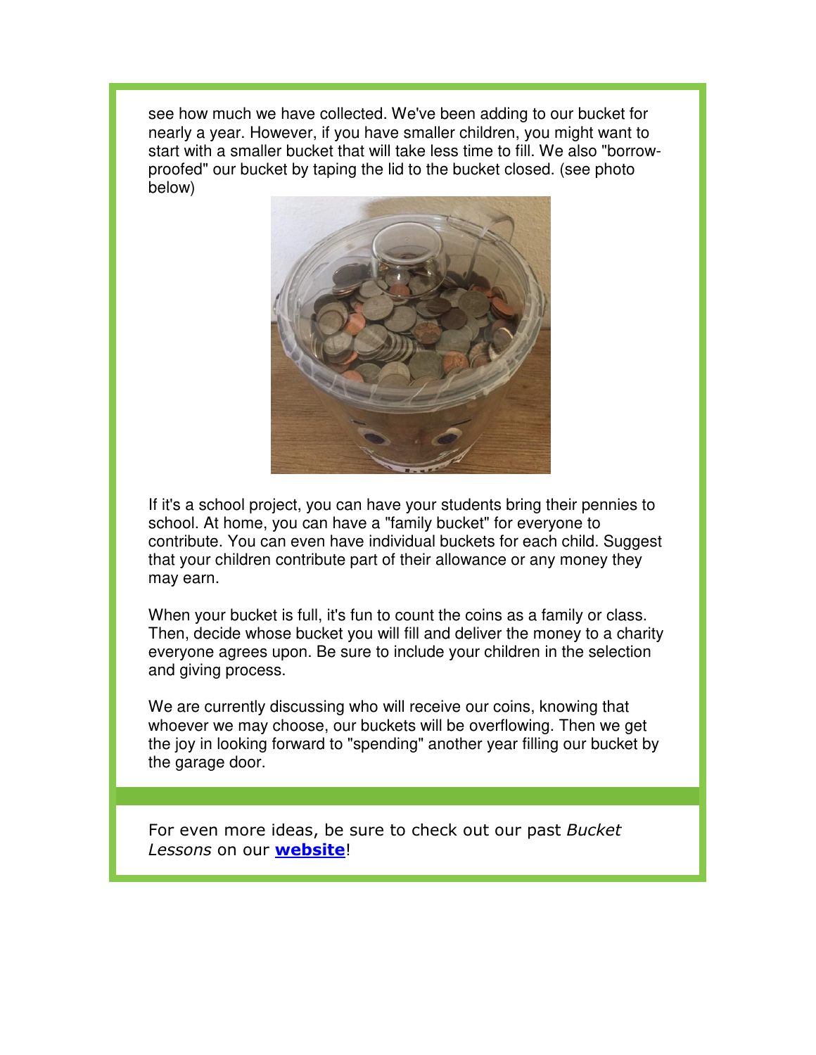see how much we have collected. We've been adding to our bucket for nearly a year. However, if you have smaller children, you might want to start with a smaller bucket that will take less time to fill. We also "borrow-proofed" our bucket by taping the lid to the bucket closed. (see photo below)

If it's a school project, you can have your students bring their pennies to school. At home, you can have a "family bucket" for everyone to contribute. You can even have individual buckets for each child. Suggest that your children contribute part of their allowance or any money they may earn.

When your bucket is full, it's fun to count the coins as a family or class. Then, decide whose bucket you will fill and deliver the money to a charity everyone agrees upon. Be sure to include your children in the selection and giving process.

We are currently discussing who will receive our coins, knowing that whoever we may choose, our buckets will be overflowing. Then we get the joy in looking forward to "spending" another year filling our bucket by the garage door.

For even more ideas, be sure to check out our past *Bucket Lessons* on our **website**!